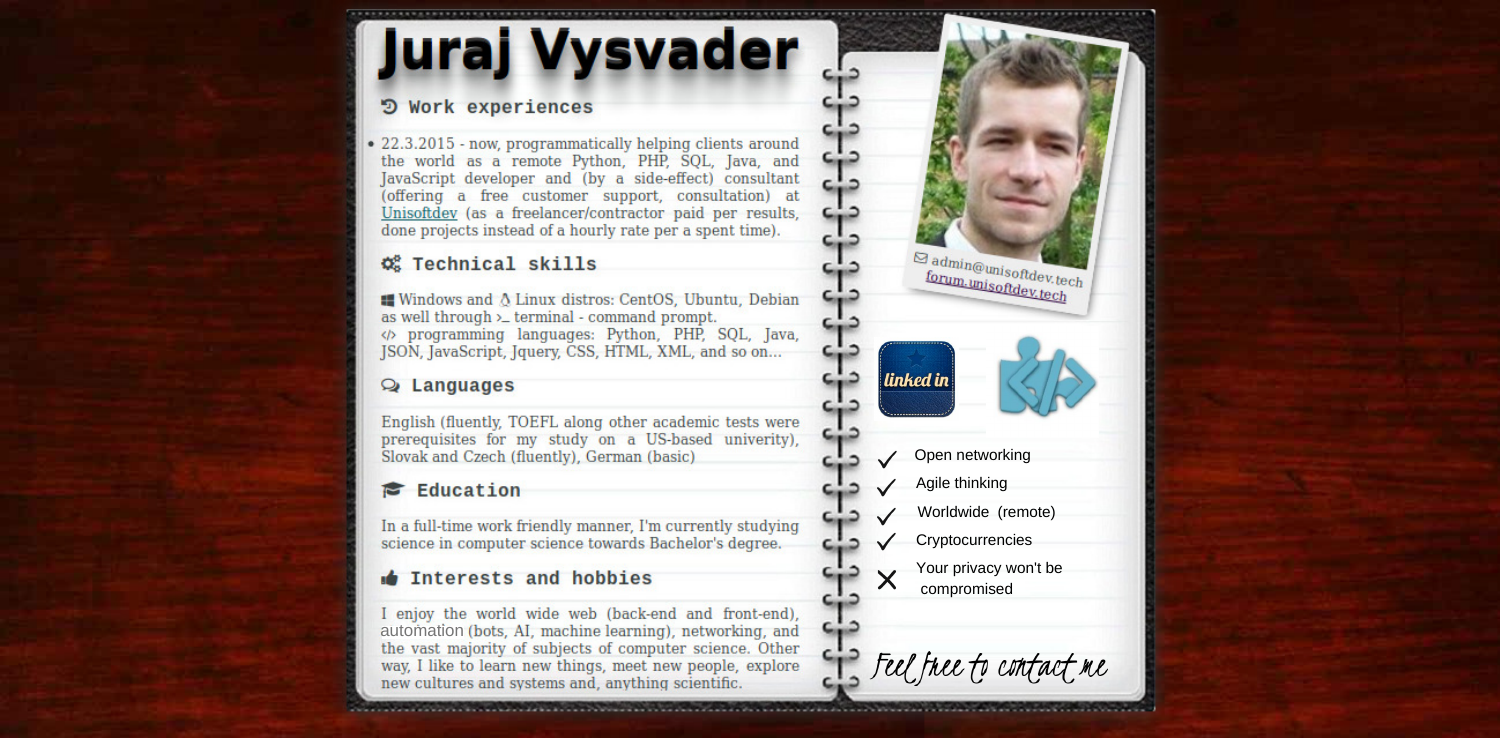# Juraj Vysvader

## Work experiences

- 22.3.2015 - now, programmatically helping clients around the world as a remote Python, PHP, SQL, Java, and JavaScript developer and (by a side-effect) consultant (offering a free customer support, consultation) at Unisoftdev (as a freelancer/contractor paid per results, done projects instead of a hourly rate per a spent time).

## Technical skills

Windows and Linux distros: CentOS, Ubuntu, Debian as well through terminal - command prompt.
programming languages: Python, PHP, SQL, Java, JSON, JavaScript, Jquery, CSS, HTML, XML, and so on...

## Languages

English (fluently, TOEFL along other academic tests were prerequisites for my study on a US-based univerity), Slovak and Czech (fluently), German (basic)

## Education

In a full-time work friendly manner, I'm currently studying science in computer science towards Bachelor's degree.

## Interests and hobbies

I enjoy the world wide web (back-end and front-end), automation (bots, AI, machine learning), networking, and the vast majority of subjects of computer science. Other way, I like to learn new things, meet new people, explore new cultures and systems and, anything scientific.

admin@unisoftdev.tech
forum.unisoftdev.tech

linked in

- ✓ Open networking
- ✓ Agile thinking
- ✓ Worldwide (remote)
- ✓ Cryptocurrencies
- ✗ Your privacy won't be compromised

*Feel free to contact me*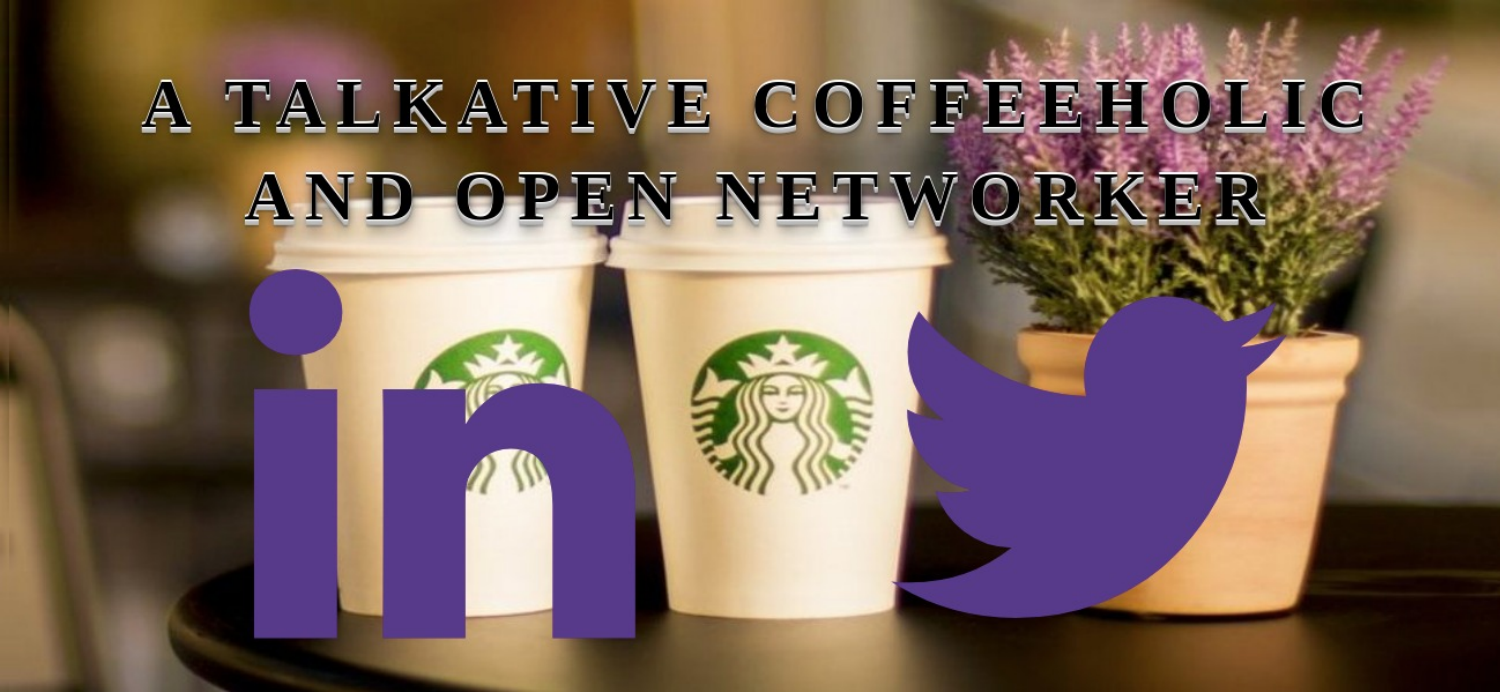# A TALKATIVE COFFEEHOLIC AND OPEN NETWORKER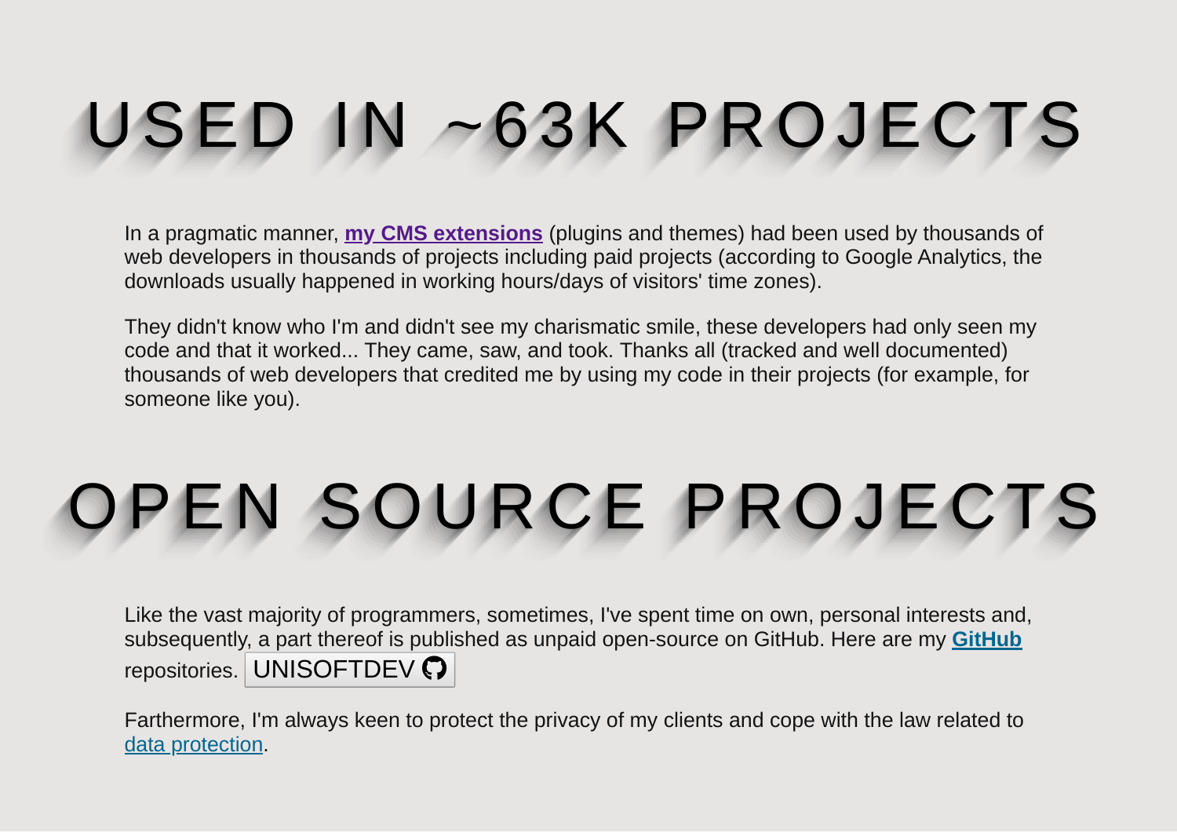# USED IN ~63K PROJECTS

In a pragmatic manner, **my CMS extensions** (plugins and themes) had been used by thousands of web developers in thousands of projects including paid projects (according to Google Analytics, the downloads usually happened in working hours/days of visitors' time zones).

They didn't know who I'm and didn't see my charismatic smile, these developers had only seen my code and that it worked... They came, saw, and took. Thanks all (tracked and well documented) thousands of web developers that credited me by using my code in their projects (for example, for someone like you).

# OPEN SOURCE PROJECTS

Like the vast majority of programmers, sometimes, I've spent time on own, personal interests and, subsequently, a part thereof is published as unpaid open-source on GitHub. Here are my **GitHub** repositories. UNISOFTDEV

Farthermore, I'm always keen to protect the privacy of my clients and cope with the law related to data protection.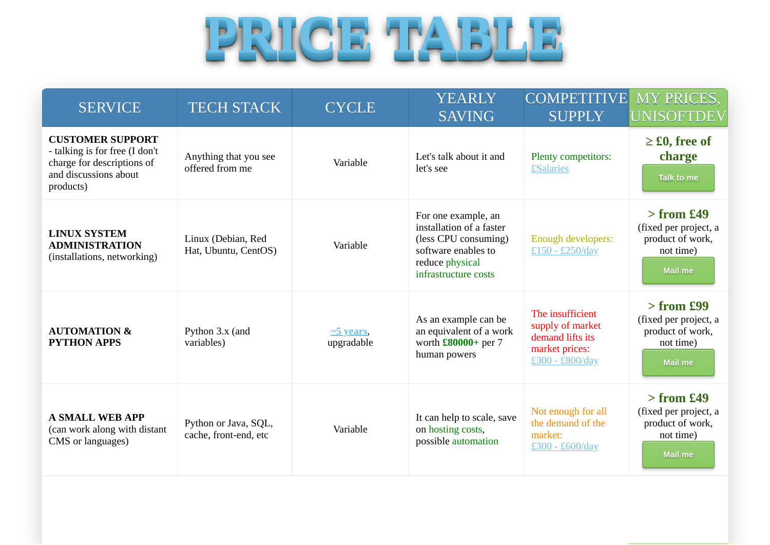# PRICE TABLE

| SERVICE | TECH STACK | CYCLE | YEARLY SAVING | COMPETITIVE SUPPLY | MY PRICES, UNISOFTDEV |
|---|---|---|---|---|---|
| **CUSTOMER SUPPORT** - talking is for free (I don't charge for descriptions of and discussions about products) | Anything that you see offered from me | Variable | Let's talk about it and let's see | Plenty competitors: £Salaries | **≥ £0, free of charge** Talk to me |
| **LINUX SYSTEM ADMINISTRATION** (installations, networking) | Linux (Debian, Red Hat, Ubuntu, CentOS) | Variable | For one example, an installation of a faster (less CPU consuming) software enables to reduce physical infrastructure costs | Enough developers: £150 - £250/day | **> from £49** (fixed per project, a product of work, not time) Mail me |
| **AUTOMATION & PYTHON APPS** | Python 3.x (and variables) | ~5 years, upgradable | As an example can be an equivalent of a work worth **£80000+** per 7 human powers | The insufficient supply of market demand lifts its market prices: £300 - £800/day | **> from £99** (fixed per project, a product of work, not time) Mail me |
| **A SMALL WEB APP** (can work along with distant CMS or languages) | Python or Java, SQL, cache, front-end, etc | Variable | It can help to scale, save on hosting costs, possible automation | Not enough for all the demand of the market: £300 - £600/day | **> from £49** (fixed per project, a product of work, not time) Mail me |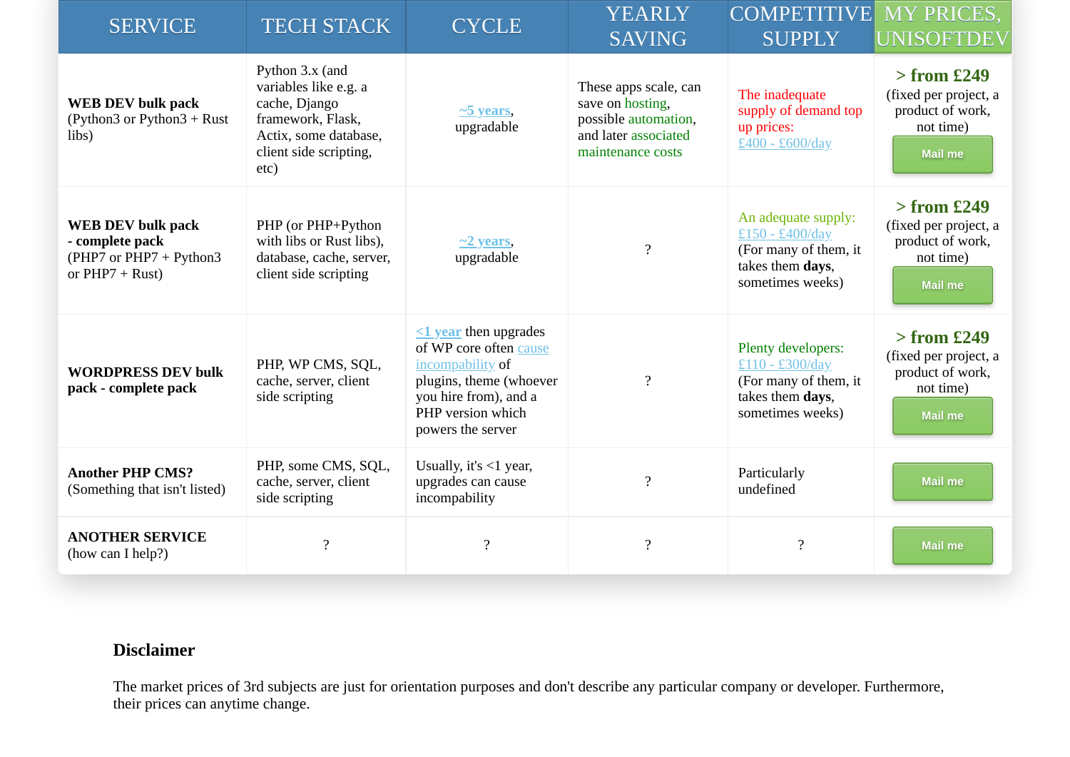| SERVICE | TECH STACK | CYCLE | YEARLY SAVING | COMPETITIVE SUPPLY | MY PRICES, UNISOFTDEV |
|---|---|---|---|---|---|
| **WEB DEV bulk pack** (Python3 or Python3 + Rust libs) | Python 3.x (and variables like e.g. a cache, Django framework, Flask, Actix, some database, client side scripting, etc) | ~5 years, upgradable | These apps scale, can save on hosting, possible automation, and later associated maintenance costs | The inadequate supply of demand top up prices: £400 - £600/day | **> from £249** (fixed per project, a product of work, not time) Mail me |
| **WEB DEV bulk pack - complete pack** (PHP7 or PHP7 + Python3 or PHP7 + Rust) | PHP (or PHP+Python with libs or Rust libs), database, cache, server, client side scripting | ~2 years, upgradable | ? | An adequate supply: £150 - £400/day (For many of them, it takes them **days**, sometimes weeks) | **> from £249** (fixed per project, a product of work, not time) Mail me |
| **WORDPRESS DEV bulk pack - complete pack** | PHP, WP CMS, SQL, cache, server, client side scripting | <1 year then upgrades of WP core often cause incompability of plugins, theme (whoever you hire from), and a PHP version which powers the server | ? | Plenty developers: £110 - £300/day (For many of them, it takes them **days**, sometimes weeks) | **> from £249** (fixed per project, a product of work, not time) Mail me |
| **Another PHP CMS?** (Something that isn't listed) | PHP, some CMS, SQL, cache, server, client side scripting | Usually, it's <1 year, upgrades can cause incompability | ? | Particularly undefined | Mail me |
| **ANOTHER SERVICE** (how can I help?) | ? | ? | ? | ? | Mail me |

## Disclaimer

The market prices of 3rd subjects are just for orientation purposes and don't describe any particular company or developer. Furthermore, their prices can anytime change.